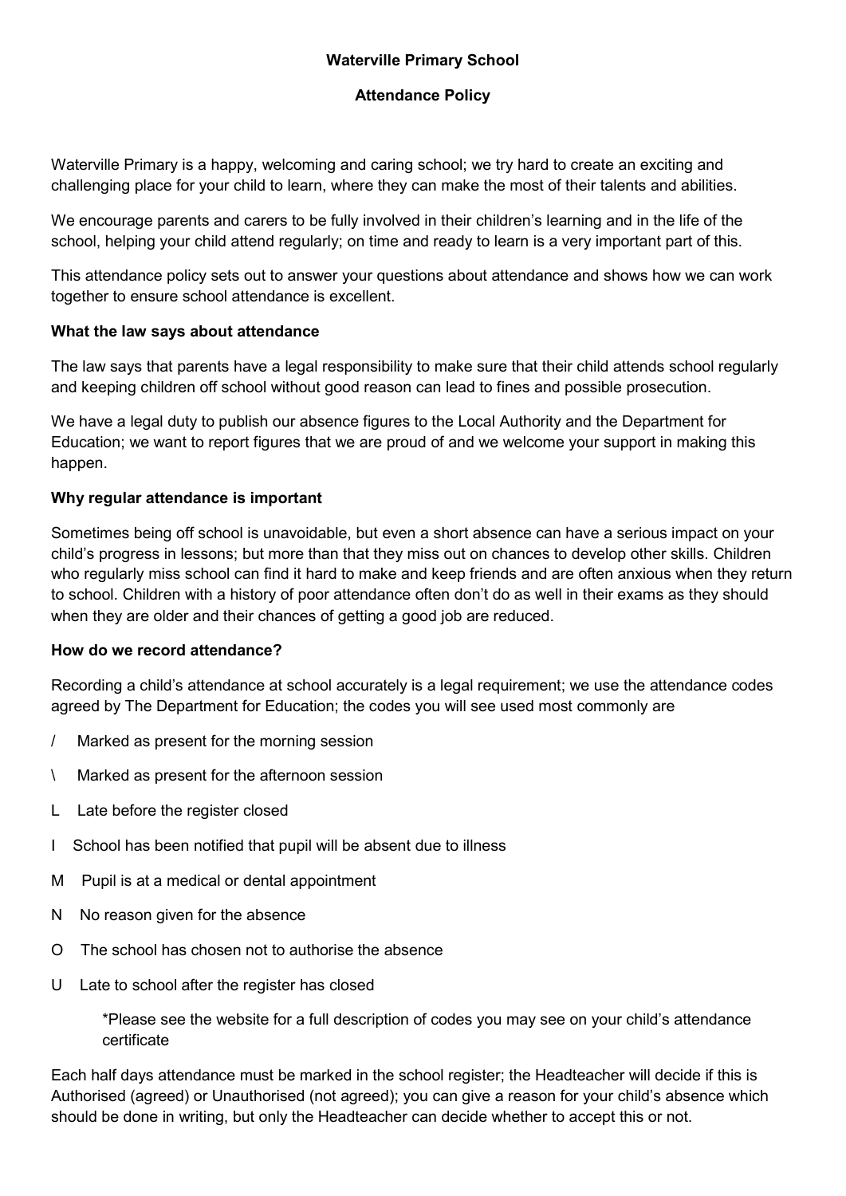**Waterville Primary School**

**Attendance Policy**

Waterville Primary is a happy, welcoming and caring school; we try hard to create an exciting and challenging place for your child to learn, where they can make the most of their talents and abilities.

We encourage parents and carers to be fully involved in their children's learning and in the life of the school, helping your child attend regularly; on time and ready to learn is a very important part of this.

This attendance policy sets out to answer your questions about attendance and shows how we can work together to ensure school attendance is excellent.

**What the law says about attendance**

The law says that parents have a legal responsibility to make sure that their child attends school regularly and keeping children off school without good reason can lead to fines and possible prosecution.

We have a legal duty to publish our absence figures to the Local Authority and the Department for Education; we want to report figures that we are proud of and we welcome your support in making this happen.

**Why regular attendance is important**

Sometimes being off school is unavoidable, but even a short absence can have a serious impact on your child's progress in lessons; but more than that they miss out on chances to develop other skills. Children who regularly miss school can find it hard to make and keep friends and are often anxious when they return to school. Children with a history of poor attendance often don't do as well in their exams as they should when they are older and their chances of getting a good job are reduced.

**How do we record attendance?**

Recording a child's attendance at school accurately is a legal requirement; we use the attendance codes agreed by The Department for Education; the codes you will see used most commonly are

/ Marked as present for the morning session

\ Marked as present for the afternoon session

L Late before the register closed

I School has been notified that pupil will be absent due to illness

M Pupil is at a medical or dental appointment

N No reason given for the absence

O The school has chosen not to authorise the absence

U Late to school after the register has closed

> *Please see the website for a full description of codes you may see on your child's attendance certificate

Each half days attendance must be marked in the school register; the Headteacher will decide if this is Authorised (agreed) or Unauthorised (not agreed); you can give a reason for your child's absence which should be done in writing, but only the Headteacher can decide whether to accept this or not.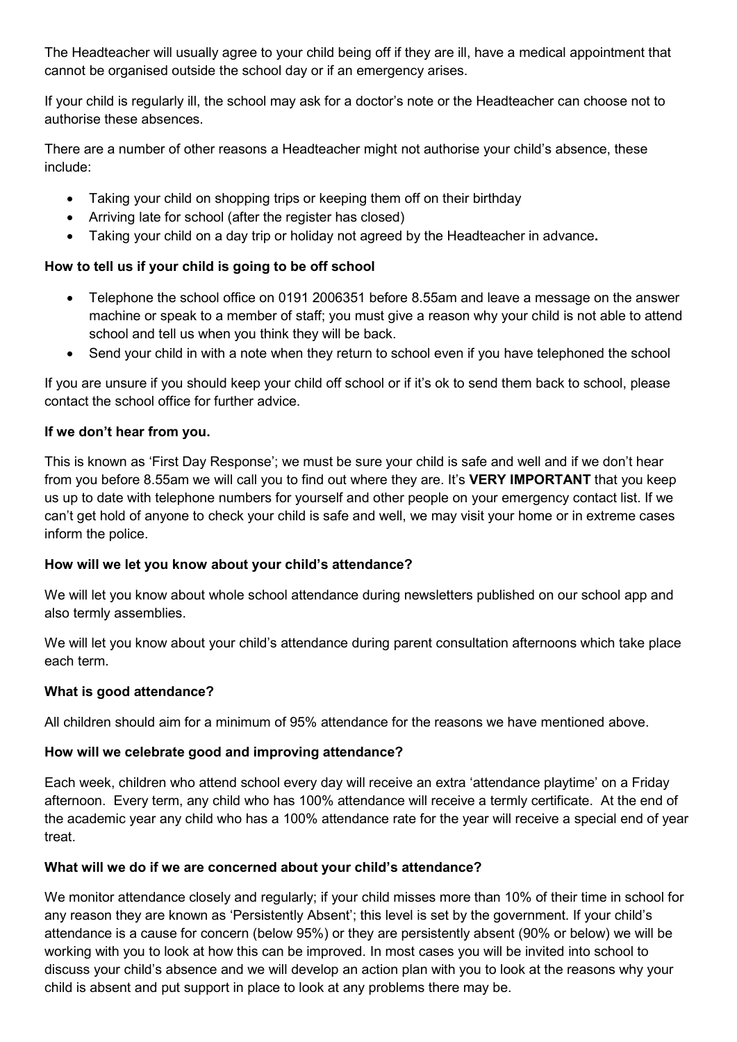The Headteacher will usually agree to your child being off if they are ill, have a medical appointment that cannot be organised outside the school day or if an emergency arises.

If your child is regularly ill, the school may ask for a doctor's note or the Headteacher can choose not to authorise these absences.

There are a number of other reasons a Headteacher might not authorise your child's absence, these include:

- Taking your child on shopping trips or keeping them off on their birthday
- Arriving late for school (after the register has closed)
- Taking your child on a day trip or holiday not agreed by the Headteacher in advance**.**

**How to tell us if your child is going to be off school**

- Telephone the school office on 0191 2006351 before 8.55am and leave a message on the answer machine or speak to a member of staff; you must give a reason why your child is not able to attend school and tell us when you think they will be back.
- Send your child in with a note when they return to school even if you have telephoned the school

If you are unsure if you should keep your child off school or if it's ok to send them back to school, please contact the school office for further advice.

**If we don't hear from you.**

This is known as 'First Day Response'; we must be sure your child is safe and well and if we don't hear from you before 8.55am we will call you to find out where they are. It's **VERY IMPORTANT** that you keep us up to date with telephone numbers for yourself and other people on your emergency contact list. If we can't get hold of anyone to check your child is safe and well, we may visit your home or in extreme cases inform the police.

**How will we let you know about your child's attendance?**

We will let you know about whole school attendance during newsletters published on our school app and also termly assemblies.

We will let you know about your child's attendance during parent consultation afternoons which take place each term.

**What is good attendance?**

All children should aim for a minimum of 95% attendance for the reasons we have mentioned above.

**How will we celebrate good and improving attendance?**

Each week, children who attend school every day will receive an extra 'attendance playtime' on a Friday afternoon. Every term, any child who has 100% attendance will receive a termly certificate. At the end of the academic year any child who has a 100% attendance rate for the year will receive a special end of year treat.

**What will we do if we are concerned about your child's attendance?**

We monitor attendance closely and regularly; if your child misses more than 10% of their time in school for any reason they are known as 'Persistently Absent'; this level is set by the government. If your child's attendance is a cause for concern (below 95%) or they are persistently absent (90% or below) we will be working with you to look at how this can be improved. In most cases you will be invited into school to discuss your child's absence and we will develop an action plan with you to look at the reasons why your child is absent and put support in place to look at any problems there may be.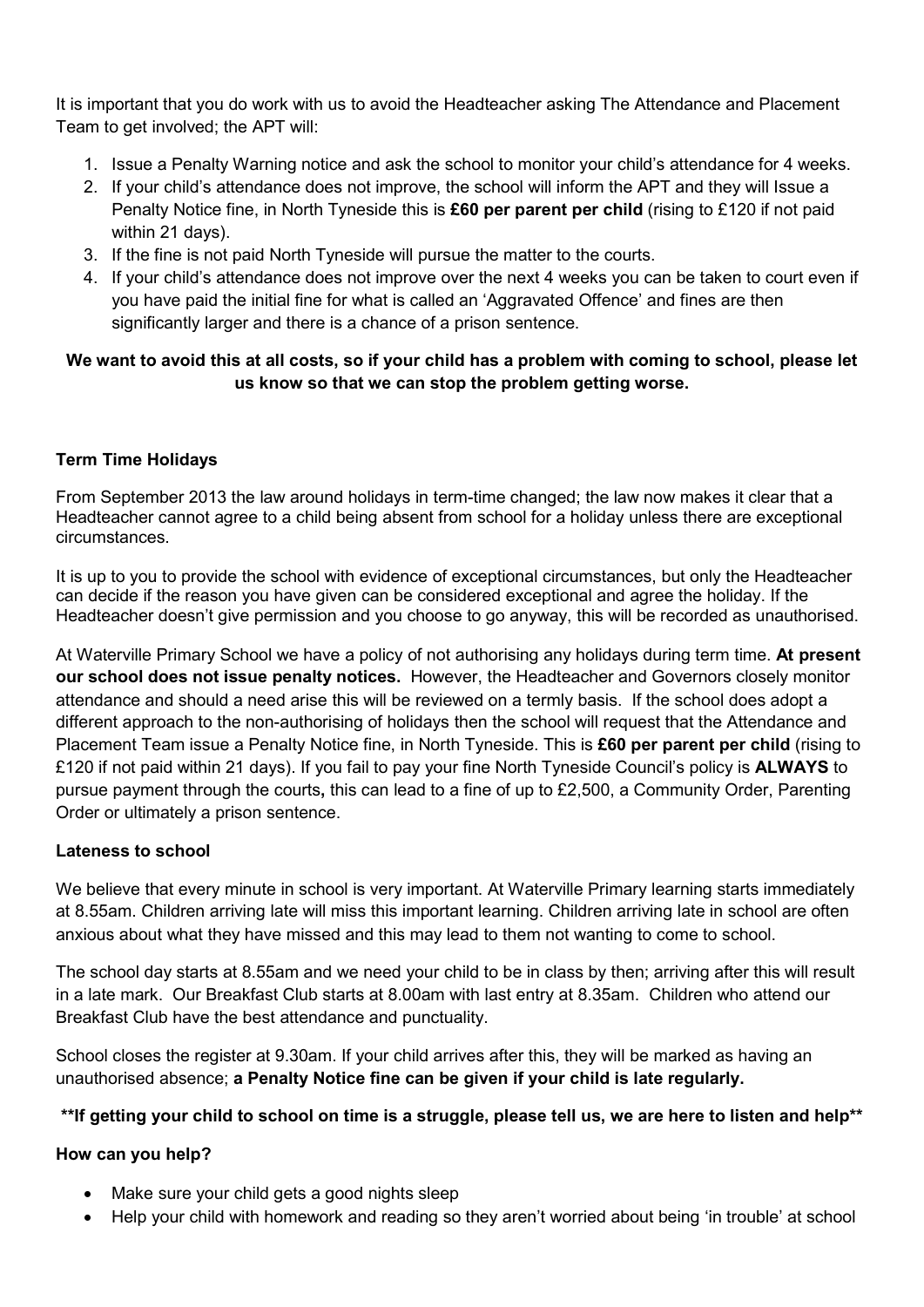It is important that you do work with us to avoid the Headteacher asking The Attendance and Placement Team to get involved; the APT will:

1. Issue a Penalty Warning notice and ask the school to monitor your child's attendance for 4 weeks.
2. If your child's attendance does not improve, the school will inform the APT and they will Issue a Penalty Notice fine, in North Tyneside this is **£60 per parent per child** (rising to £120 if not paid within 21 days).
3. If the fine is not paid North Tyneside will pursue the matter to the courts.
4. If your child's attendance does not improve over the next 4 weeks you can be taken to court even if you have paid the initial fine for what is called an 'Aggravated Offence' and fines are then significantly larger and there is a chance of a prison sentence.

**We want to avoid this at all costs, so if your child has a problem with coming to school, please let us know so that we can stop the problem getting worse.**

**Term Time Holidays**

From September 2013 the law around holidays in term-time changed; the law now makes it clear that a Headteacher cannot agree to a child being absent from school for a holiday unless there are exceptional circumstances.

It is up to you to provide the school with evidence of exceptional circumstances, but only the Headteacher can decide if the reason you have given can be considered exceptional and agree the holiday. If the Headteacher doesn't give permission and you choose to go anyway, this will be recorded as unauthorised.

At Waterville Primary School we have a policy of not authorising any holidays during term time. **At present our school does not issue penalty notices.** However, the Headteacher and Governors closely monitor attendance and should a need arise this will be reviewed on a termly basis. If the school does adopt a different approach to the non-authorising of holidays then the school will request that the Attendance and Placement Team issue a Penalty Notice fine, in North Tyneside. This is **£60 per parent per child** (rising to £120 if not paid within 21 days). If you fail to pay your fine North Tyneside Council's policy is **ALWAYS** to pursue payment through the courts**,** this can lead to a fine of up to £2,500, a Community Order, Parenting Order or ultimately a prison sentence.

**Lateness to school**

We believe that every minute in school is very important. At Waterville Primary learning starts immediately at 8.55am. Children arriving late will miss this important learning. Children arriving late in school are often anxious about what they have missed and this may lead to them not wanting to come to school.

The school day starts at 8.55am and we need your child to be in class by then; arriving after this will result in a late mark. Our Breakfast Club starts at 8.00am with last entry at 8.35am. Children who attend our Breakfast Club have the best attendance and punctuality.

School closes the register at 9.30am. If your child arrives after this, they will be marked as having an unauthorised absence; **a Penalty Notice fine can be given if your child is late regularly.**

**\*\*If getting your child to school on time is a struggle, please tell us, we are here to listen and help\*\***

**How can you help?**

- Make sure your child gets a good nights sleep
- Help your child with homework and reading so they aren't worried about being 'in trouble' at school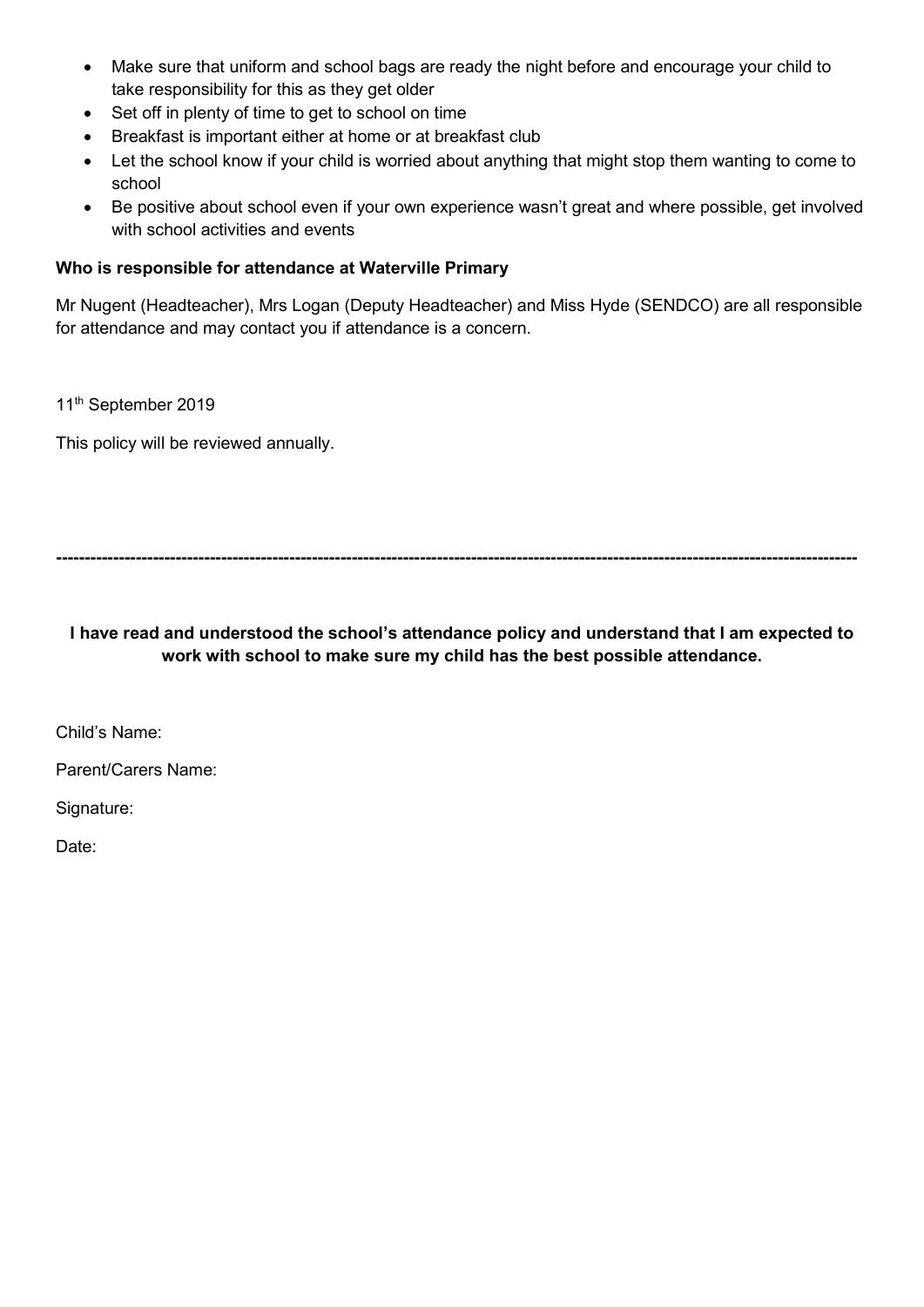- Make sure that uniform and school bags are ready the night before and encourage your child to take responsibility for this as they get older
- Set off in plenty of time to get to school on time
- Breakfast is important either at home or at breakfast club
- Let the school know if your child is worried about anything that might stop them wanting to come to school
- Be positive about school even if your own experience wasn't great and where possible, get involved with school activities and events

**Who is responsible for attendance at Waterville Primary**

Mr Nugent (Headteacher), Mrs Logan (Deputy Headteacher) and Miss Hyde (SENDCO) are all responsible for attendance and may contact you if attendance is a concern.

11th September 2019

This policy will be reviewed annually.

---

**I have read and understood the school's attendance policy and understand that I am expected to work with school to make sure my child has the best possible attendance.**

Child's Name:

Parent/Carers Name:

Signature:

Date: